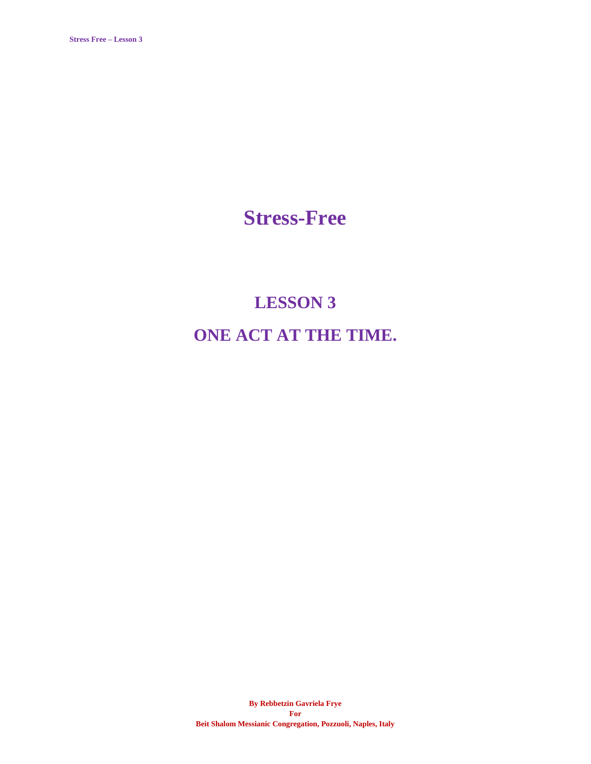# Stress-Free

## LESSON 3

## ONE ACT AT THE TIME.

**By Rebbetzin Gavriela Frye**
**For**
**Beit Shalom Messianic Congregation, Pozzuoli, Naples, Italy**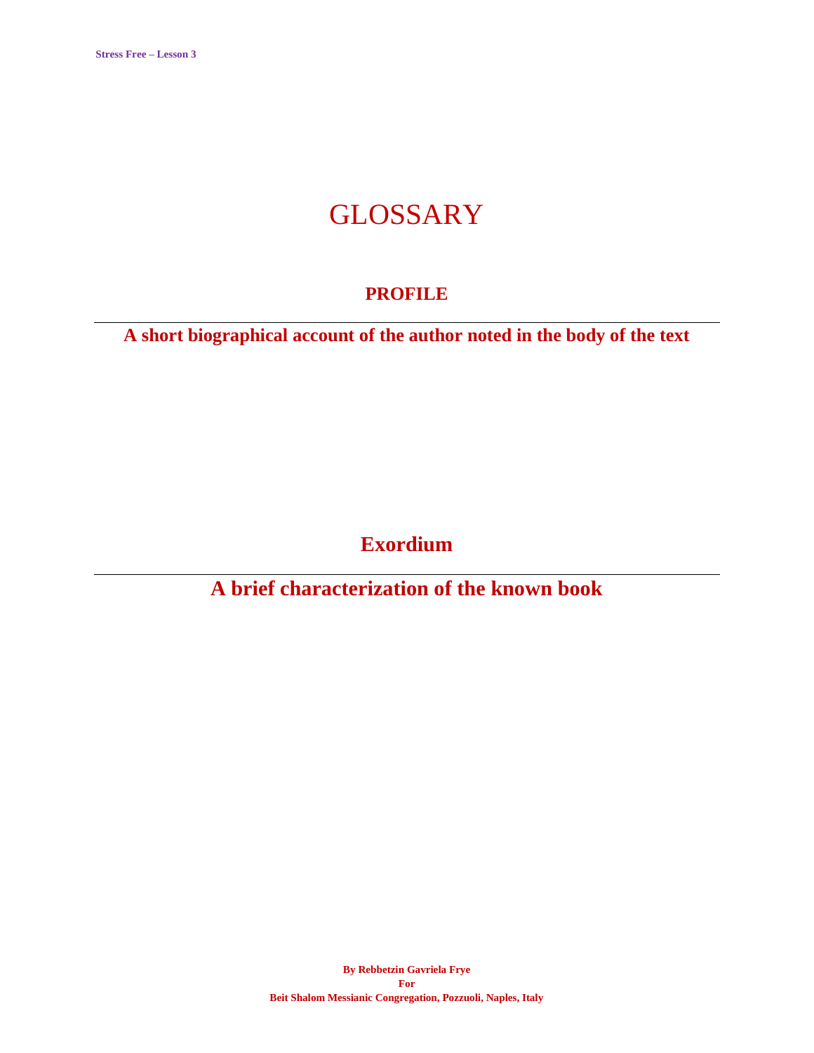# GLOSSARY

## PROFILE

---

**A short biographical account of the author noted in the body of the text**

## Exordium

---

**A brief characterization of the known book**

**By Rebbetzin Gavriela Frye**
**For**
**Beit Shalom Messianic Congregation, Pozzuoli, Naples, Italy**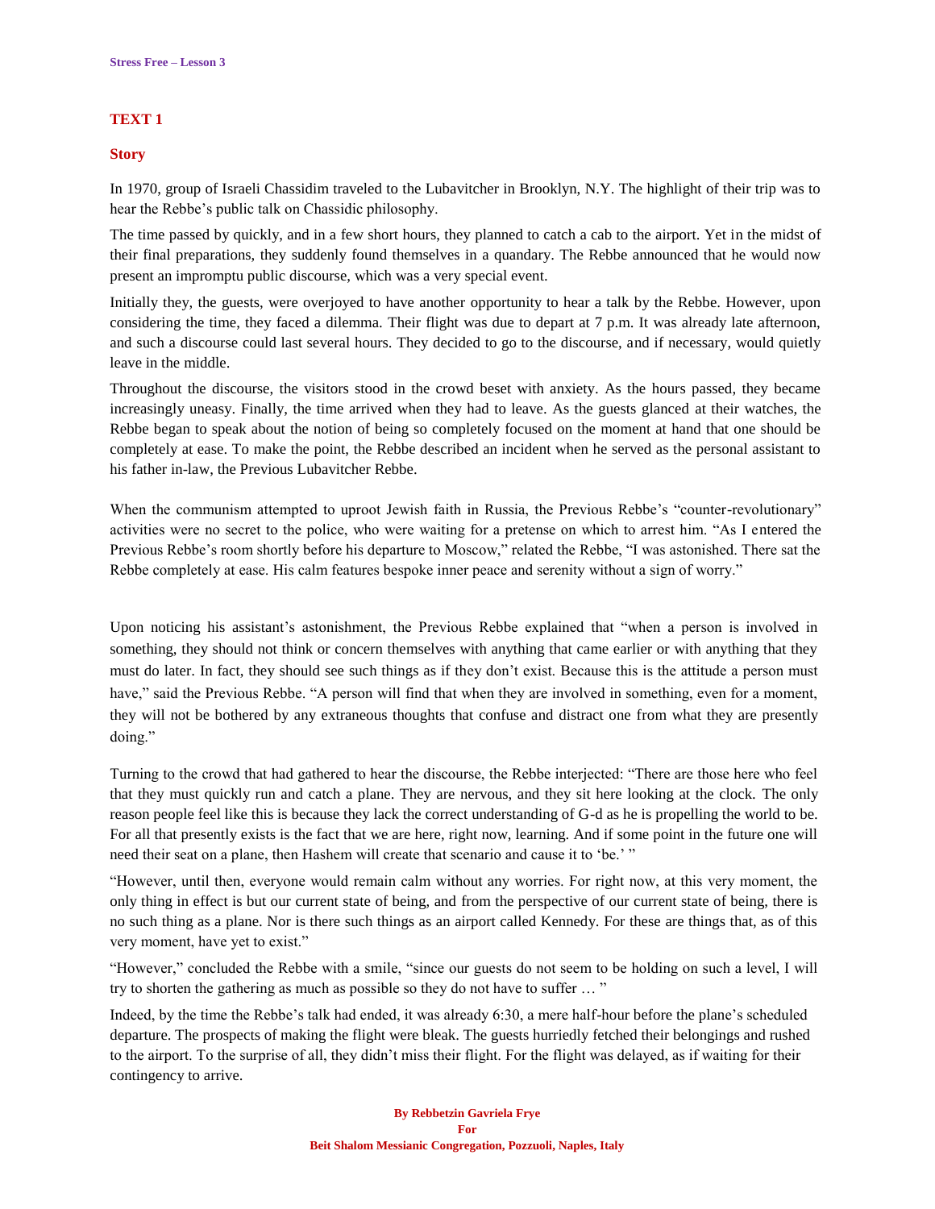## TEXT 1

### Story

In 1970, group of Israeli Chassidim traveled to the Lubavitcher in Brooklyn, N.Y. The highlight of their trip was to hear the Rebbe's public talk on Chassidic philosophy.

The time passed by quickly, and in a few short hours, they planned to catch a cab to the airport. Yet in the midst of their final preparations, they suddenly found themselves in a quandary. The Rebbe announced that he would now present an impromptu public discourse, which was a very special event.

Initially they, the guests, were overjoyed to have another opportunity to hear a talk by the Rebbe. However, upon considering the time, they faced a dilemma. Their flight was due to depart at 7 p.m. It was already late afternoon, and such a discourse could last several hours. They decided to go to the discourse, and if necessary, would quietly leave in the middle.

Throughout the discourse, the visitors stood in the crowd beset with anxiety. As the hours passed, they became increasingly uneasy. Finally, the time arrived when they had to leave. As the guests glanced at their watches, the Rebbe began to speak about the notion of being so completely focused on the moment at hand that one should be completely at ease. To make the point, the Rebbe described an incident when he served as the personal assistant to his father in-law, the Previous Lubavitcher Rebbe.

When the communism attempted to uproot Jewish faith in Russia, the Previous Rebbe's "counter-revolutionary" activities were no secret to the police, who were waiting for a pretense on which to arrest him. "As I entered the Previous Rebbe's room shortly before his departure to Moscow," related the Rebbe, "I was astonished. There sat the Rebbe completely at ease. His calm features bespoke inner peace and serenity without a sign of worry."

Upon noticing his assistant's astonishment, the Previous Rebbe explained that "when a person is involved in something, they should not think or concern themselves with anything that came earlier or with anything that they must do later. In fact, they should see such things as if they don't exist. Because this is the attitude a person must have," said the Previous Rebbe. "A person will find that when they are involved in something, even for a moment, they will not be bothered by any extraneous thoughts that confuse and distract one from what they are presently doing."

Turning to the crowd that had gathered to hear the discourse, the Rebbe interjected: "There are those here who feel that they must quickly run and catch a plane. They are nervous, and they sit here looking at the clock. The only reason people feel like this is because they lack the correct understanding of G-d as he is propelling the world to be. For all that presently exists is the fact that we are here, right now, learning. And if some point in the future one will need their seat on a plane, then Hashem will create that scenario and cause it to 'be.' "

"However, until then, everyone would remain calm without any worries. For right now, at this very moment, the only thing in effect is but our current state of being, and from the perspective of our current state of being, there is no such thing as a plane. Nor is there such things as an airport called Kennedy. For these are things that, as of this very moment, have yet to exist."

"However," concluded the Rebbe with a smile, "since our guests do not seem to be holding on such a level, I will try to shorten the gathering as much as possible so they do not have to suffer … "

Indeed, by the time the Rebbe's talk had ended, it was already 6:30, a mere half-hour before the plane's scheduled departure. The prospects of making the flight were bleak. The guests hurriedly fetched their belongings and rushed to the airport. To the surprise of all, they didn't miss their flight. For the flight was delayed, as if waiting for their contingency to arrive.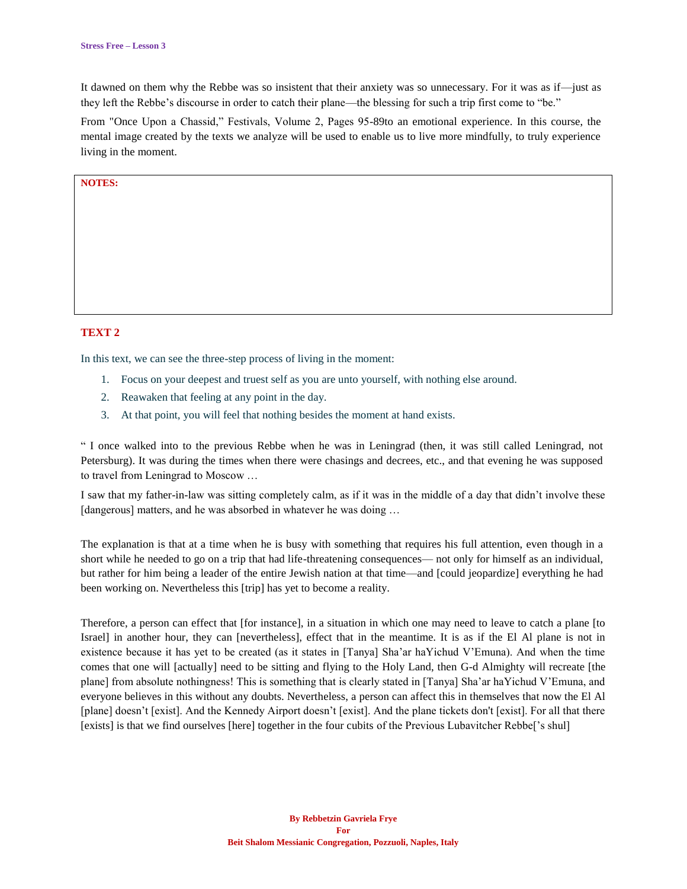It dawned on them why the Rebbe was so insistent that their anxiety was so unnecessary. For it was as if—just as they left the Rebbe's discourse in order to catch their plane—the blessing for such a trip first come to "be."

From "Once Upon a Chassid," Festivals, Volume 2, Pages 95-89to an emotional experience. In this course, the mental image created by the texts we analyze will be used to enable us to live more mindfully, to truly experience living in the moment.

**NOTES:**

## TEXT 2

In this text, we can see the three-step process of living in the moment:

1. Focus on your deepest and truest self as you are unto yourself, with nothing else around.
2. Reawaken that feeling at any point in the day.
3. At that point, you will feel that nothing besides the moment at hand exists.

" I once walked into to the previous Rebbe when he was in Leningrad (then, it was still called Leningrad, not Petersburg). It was during the times when there were chasings and decrees, etc., and that evening he was supposed to travel from Leningrad to Moscow …

I saw that my father-in-law was sitting completely calm, as if it was in the middle of a day that didn't involve these [dangerous] matters, and he was absorbed in whatever he was doing …

The explanation is that at a time when he is busy with something that requires his full attention, even though in a short while he needed to go on a trip that had life-threatening consequences— not only for himself as an individual, but rather for him being a leader of the entire Jewish nation at that time—and [could jeopardize] everything he had been working on. Nevertheless this [trip] has yet to become a reality.

Therefore, a person can effect that [for instance], in a situation in which one may need to leave to catch a plane [to Israel] in another hour, they can [nevertheless], effect that in the meantime. It is as if the El Al plane is not in existence because it has yet to be created (as it states in [Tanya] Sha'ar haYichud V'Emuna). And when the time comes that one will [actually] need to be sitting and flying to the Holy Land, then G-d Almighty will recreate [the plane] from absolute nothingness! This is something that is clearly stated in [Tanya] Sha'ar haYichud V'Emuna, and everyone believes in this without any doubts. Nevertheless, a person can affect this in themselves that now the El Al [plane] doesn't [exist]. And the Kennedy Airport doesn't [exist]. And the plane tickets don't [exist]. For all that there [exists] is that we find ourselves [here] together in the four cubits of the Previous Lubavitcher Rebbe['s shul]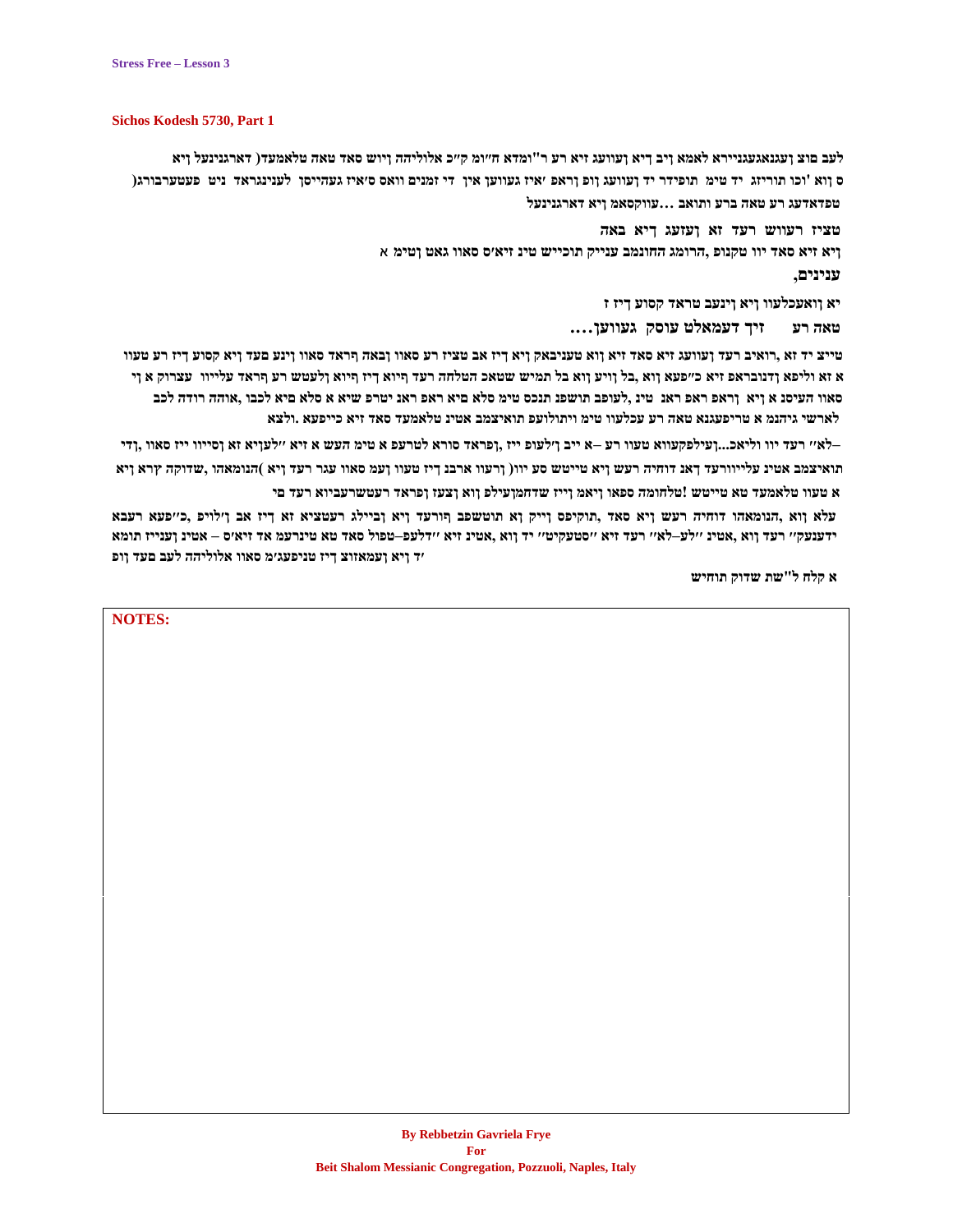## Sichos Kodesh 5730, Part 1

לעב טוצ ןעגנאגעגניירא לאמא ןיב ךיא ןעוועג זיא רע ר"ומדא ח״ומ ק״כ אלוליהה ןיוש סאד טאה טלאמעד( דארגנינעל ןיא ס ןוא 'וכו תוריזג יד טימ תופידר יד ןעוועג ןופ ןראפ 'איז געווען אין די זמנים וואס ס'איז געהייסן לענינגראד ניט פעטערבורג( טפדאדעג רע טאה ברע ותואב ...עווקסאמ ןיא דארגנינעל

טציז רעווש רעד זא ןעזעג ךיא באה

ןיא זיא סאד יוו טקנופ ,הרומג החונמב ענייק תוכייש טינ זיא'ס סאוו גאט ןטימ א

ענינים,

יא ןואעכלעוו ןיא ןינעב טראד קסוע ךיז ז

טאה רע     זיך דעמאלט עוסק געווען....

טייצ יד זא ,רואיב רעד ןעוועג זיא סאד זיא ןוא טעניבאק ןיא ךיז בא טציז רע סאוו ןבאה ףראד סאוו ןינע םעד ןיא קסוע ךיז רע טעוו א זא וליפא ןדנובראפ זיא כ״פעא ןוא ,בל ןויע ןוא בל תמיש שטאכ הטלחה רעד ףיוא ךיז ףיוא ןלעטש רע ףראד עלייוו  עצרוק א ןי סאוו העיסנ א ןיא  ןראפ ראפ ראנ  טינ ,לעופב תושפנ תנכס טימ סלא סיא ראפ ראנ יטרפ שיא א סלא סיא לכבו ,אוהה רודה לכב לארשי גיהנמ א טריפעגנא טאה רע עכלעוו טימ ויתולועפ תואיצמב אטינ טלאמעד סאד זיא כייפעא .ולצא

–לא" רעד יוו וליאכ...ןעילפקעווא טעוו רע –א ייב ןלעופ ייז ,ןפראד סורא לטרעפ א טימ העש א זיא "לעניא זא ןסייוו ייז סאוו ,ןדי תואיצמב אטינ עלייוורעד ךאנ דוחיה רעש ןיא טייטש סע יוו( ןרעוו ארבנ ךיז טעוו ןעמ סאוו עגר רעד ןיא )הנומאהו ,שדוקה ןרא ןיא א טעוו טלאמעד טא טייטש !טלחומה ספאו ןיאמ ןייז שדחמןעילפ ןוא ןצוז ןפראד רעטשרעביוא רעד םי

עלא ןוא ,הנומאהו דוחיה רעש ןיא סאד ,תוקיפס ןייק ןא תוטשפב ףורעד ןיא ןביילג רעטציא זא ךיז בא ןלויפ ,כ״פעא רעבא ידענעק" רעד ןוא ,אטינ "לע–לא" רעד זיא "סטעקיט" יד ןוא ,אטינ זיא "דלעפ–טפול סאד טא טינרעמ אד זיא'ס – אטינ ןענייז תומא ךד ןיא ןעמאזוצ ךיז טניפעג'מ סאוו אלוליהה לעב םעד ןופ

א קלח ל"שת שדוק תוחיש

**NOTES:**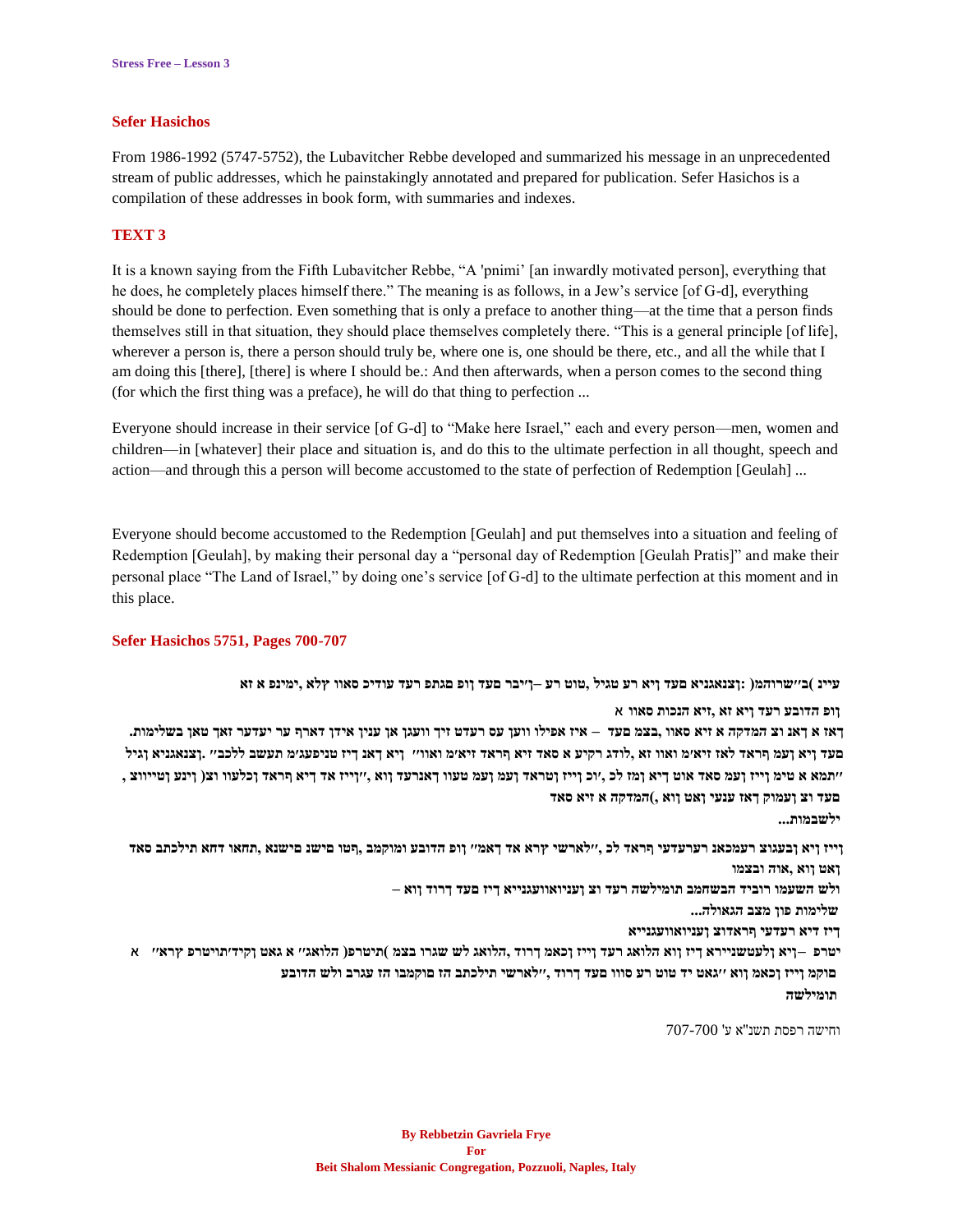## Sefer Hasichos

From 1986-1992 (5747-5752), the Lubavitcher Rebbe developed and summarized his message in an unprecedented stream of public addresses, which he painstakingly annotated and prepared for publication. Sefer Hasichos is a compilation of these addresses in book form, with summaries and indexes.

## TEXT 3

It is a known saying from the Fifth Lubavitcher Rebbe, "A 'pnimi' [an inwardly motivated person], everything that he does, he completely places himself there." The meaning is as follows, in a Jew's service [of G-d], everything should be done to perfection. Even something that is only a preface to another thing—at the time that a person finds themselves still in that situation, they should place themselves completely there. "This is a general principle [of life], wherever a person is, there a person should truly be, where one is, one should be there, etc., and all the while that I am doing this [there], [there] is where I should be.: And then afterwards, when a person comes to the second thing (for which the first thing was a preface), he will do that thing to perfection ...

Everyone should increase in their service [of G-d] to "Make here Israel," each and every person—men, women and children—in [whatever] their place and situation is, and do this to the ultimate perfection in all thought, speech and action—and through this a person will become accustomed to the state of perfection of Redemption [Geulah] ...

Everyone should become accustomed to the Redemption [Geulah] and put themselves into a situation and feeling of Redemption [Geulah], by making their personal day a "personal day of Redemption [Geulah Pratis]" and make their personal place "The Land of Israel," by doing one's service [of G-d] to the ultimate perfection at this moment and in this place.

## Sefer Hasichos 5751, Pages 700-707

עיין )ב״שרוהמ( :ןצנאגניא םעד ןיא רע טגיל ,טוט רע –ןיביר םעד ןופ םגתפ רעד עודיכ סאוו ,ילא ,ימינפ א זא

ןופ הדובע רעד ןיא זא ,זיא הנכות סאוו א

דאז א ךאנ וצ המדקה א זיא סאוו ,בצמ םעד – איז אפילו וועך עס רעדט זיך וועגן אן ענין אידן דארף ער יעדער זאך טאן בשלימות.

םעד ןיא ןעמ ףראד לאז זיא'מ ואוו זא ,לודג רקיע א סאד זיא ףראד זיא'מ ואוו״ ןיא ךאנ ןיז טניפעג'מ תעשב ללכב״ .ןצנאגניא ןגיל

״תמא א טימ ןייז ןעמ סאד אוט ךיא ןמז לכ ,וכו ןייז ןטראד ןעמ ןעמ טעוו דאנרעד ןוא ,״ןייז זד ךיא ףראד ןכלעוו וצ( ןינע ןטייווצ ,

םעד וצ ןעמוק ךאז ענעי ןאט ןוא ,)המדקה א זיא סאד

ילשבמות...

ןייז ןיא ןבעגוצ רעמכאנ רערעדעי ףראד לכ ,״לארשי ץרא אד ךאמ״ ןופ הדובע ומוקמבו ,ףטו םישנ םישנא ,תחאו דחא תילכתב סאד

ןאט ןוא ,אוה ובצמו

ולש השעמו רוביד הבשחמב תומילשה רעד וצ ןעניואוועגנייא ךיז םעד ךרוד ןוא –

שלימות פון מצב הגאולה...

ךיז דיא רעדעי ףראדזוצ ןעניואוועגנייא

יטרפ –ןיא ןלעטשניירא ךיז ןוא הלואג רעד ןייז ןכאמ ךרוד ,הלואג לש שגרו בצמ )תיטרפ( הלואג״ א גאט ןקיד'תויטרפ ץרא״ א

בוקמ ןייז ןכאמ ןוא ״גאט יד טוט רע סוו םעד ךרוד ,״לארשי תילכתב הז מוקמבו הז עגרב ולש הדובע

תומילשה

וחישה רפסת תשנ"א ע' 707-700

**By Rebbetzin Gavriela Frye**
**For**
**Beit Shalom Messianic Congregation, Pozzuoli, Naples, Italy**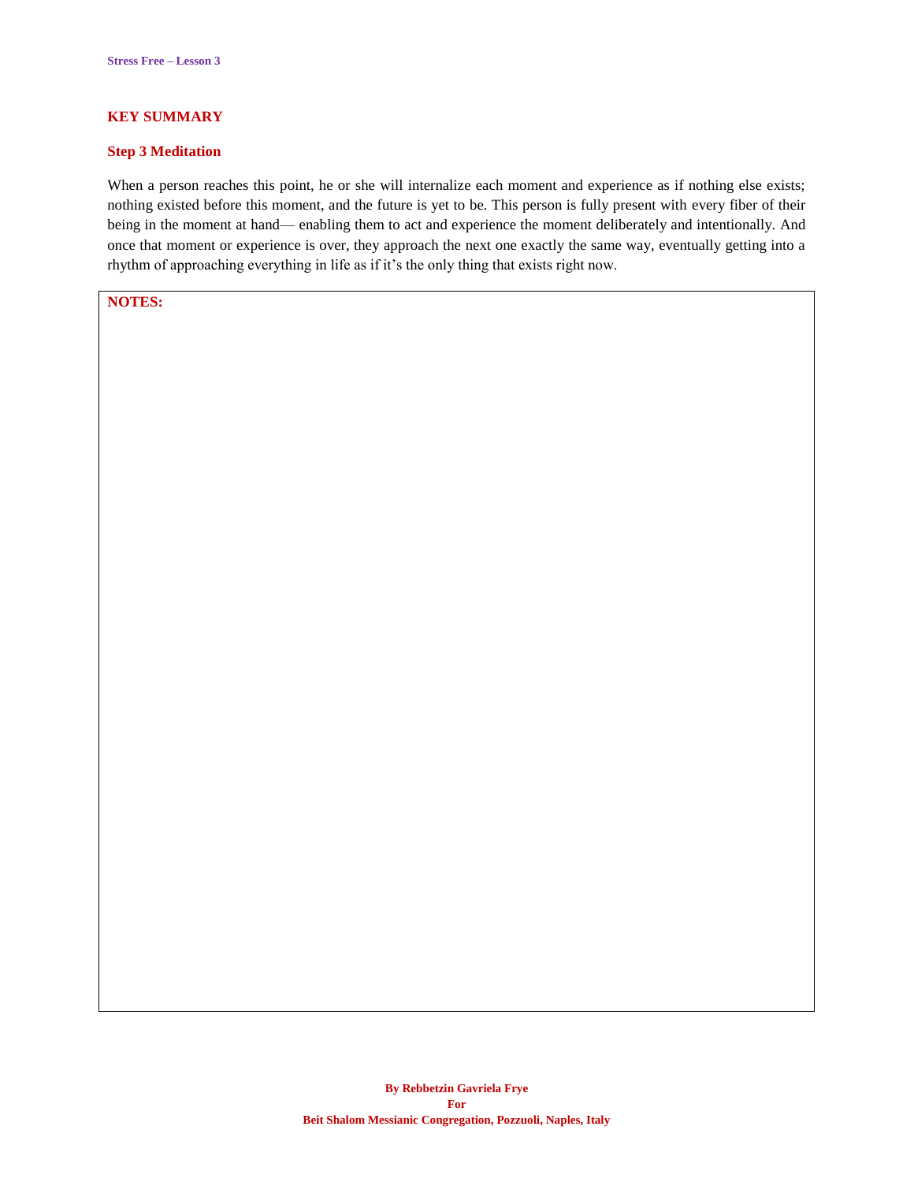## KEY SUMMARY

### Step 3 Meditation

When a person reaches this point, he or she will internalize each moment and experience as if nothing else exists; nothing existed before this moment, and the future is yet to be. This person is fully present with every fiber of their being in the moment at hand— enabling them to act and experience the moment deliberately and intentionally. And once that moment or experience is over, they approach the next one exactly the same way, eventually getting into a rhythm of approaching everything in life as if it's the only thing that exists right now.

**NOTES:**

**By Rebbetzin Gavriela Frye**
**For**
**Beit Shalom Messianic Congregation, Pozzuoli, Naples, Italy**